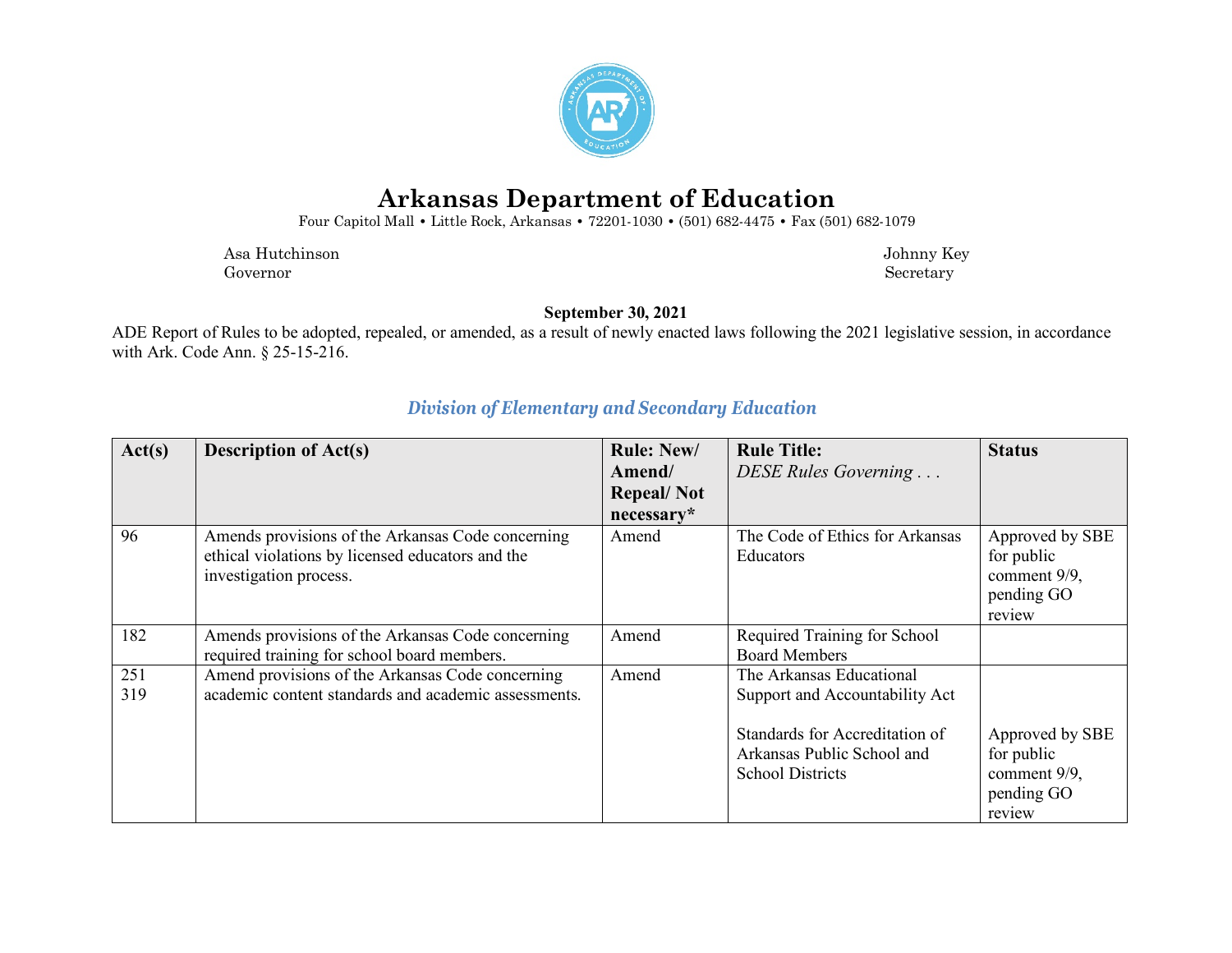# Arkansas Department of Education

Four Capitol Mall • Little Rock, Arkansas • 72201-1030 • (501) 682-4475 • Fax (501) 682-1079

Asa Hutchinson
Governor

Johnny Key
Secretary

**September 30, 2021**

ADE Report of Rules to be adopted, repealed, or amended, as a result of newly enacted laws following the 2021 legislative session, in accordance with Ark. Code Ann. § 25-15-216.

## *Division of Elementary and Secondary Education*

| **Act(s)** | **Description of Act(s)** | **Rule: New/ Amend/ Repeal/ Not necessary*** | **Rule Title:** *DESE Rules Governing . . .* | **Status** |
|---|---|---|---|---|
| 96 | Amends provisions of the Arkansas Code concerning ethical violations by licensed educators and the investigation process. | Amend | The Code of Ethics for Arkansas Educators | Approved by SBE for public comment 9/9, pending GO review |
| 182 | Amends provisions of the Arkansas Code concerning required training for school board members. | Amend | Required Training for School Board Members | |
| 251<br>319 | Amend provisions of the Arkansas Code concerning academic content standards and academic assessments. | Amend | The Arkansas Educational Support and Accountability Act<br><br>Standards for Accreditation of Arkansas Public School and School Districts | <br><br>Approved by SBE for public comment 9/9, pending GO review |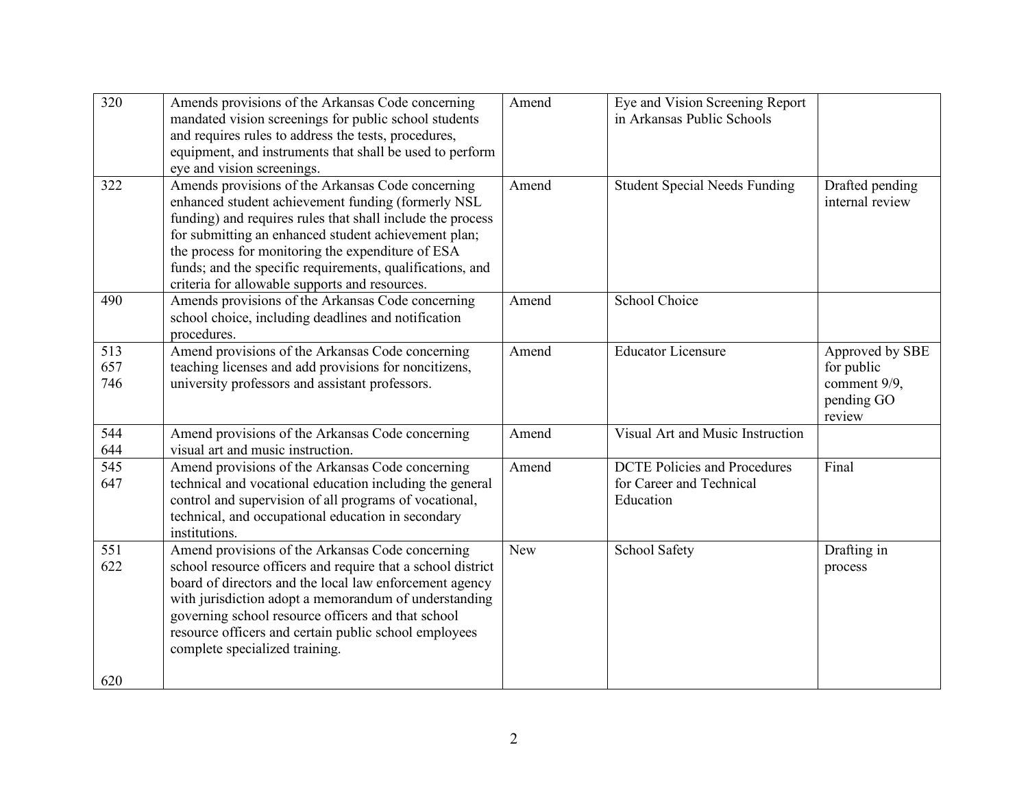| 320 | Amends provisions of the Arkansas Code concerning mandated vision screenings for public school students and requires rules to address the tests, procedures, equipment, and instruments that shall be used to perform eye and vision screenings. | Amend | Eye and Vision Screening Report in Arkansas Public Schools | |
|---|---|---|---|---|
| 322 | Amends provisions of the Arkansas Code concerning enhanced student achievement funding (formerly NSL funding) and requires rules that shall include the process for submitting an enhanced student achievement plan; the process for monitoring the expenditure of ESA funds; and the specific requirements, qualifications, and criteria for allowable supports and resources. | Amend | Student Special Needs Funding | Drafted pending internal review |
| 490 | Amends provisions of the Arkansas Code concerning school choice, including deadlines and notification procedures. | Amend | School Choice | |
| 513<br>657<br>746 | Amend provisions of the Arkansas Code concerning teaching licenses and add provisions for noncitizens, university professors and assistant professors. | Amend | Educator Licensure | Approved by SBE for public comment 9/9, pending GO review |
| 544<br>644 | Amend provisions of the Arkansas Code concerning visual art and music instruction. | Amend | Visual Art and Music Instruction | |
| 545<br>647 | Amend provisions of the Arkansas Code concerning technical and vocational education including the general control and supervision of all programs of vocational, technical, and occupational education in secondary institutions. | Amend | DCTE Policies and Procedures for Career and Technical Education | Final |
| 551<br>622<br><br>620 | Amend provisions of the Arkansas Code concerning school resource officers and require that a school district board of directors and the local law enforcement agency with jurisdiction adopt a memorandum of understanding governing school resource officers and that school resource officers and certain public school employees complete specialized training. | New | School Safety | Drafting in process |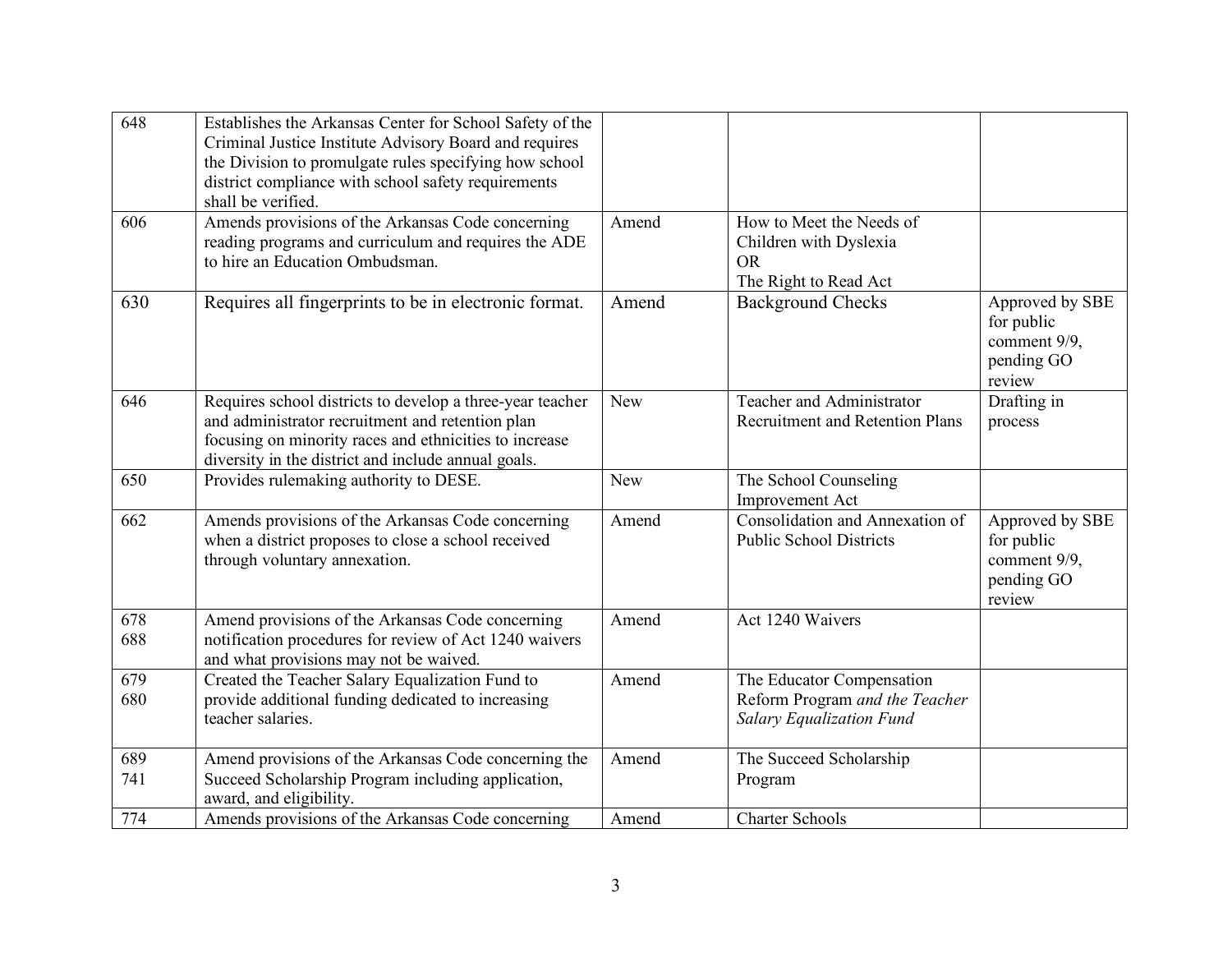| | | | | |
|---|---|---|---|---|
| 648 | Establishes the Arkansas Center for School Safety of the Criminal Justice Institute Advisory Board and requires the Division to promulgate rules specifying how school district compliance with school safety requirements shall be verified. | | | |
| 606 | Amends provisions of the Arkansas Code concerning reading programs and curriculum and requires the ADE to hire an Education Ombudsman. | Amend | How to Meet the Needs of Children with Dyslexia<br>OR<br>The Right to Read Act | |
| 630 | Requires all fingerprints to be in electronic format. | Amend | Background Checks | Approved by SBE for public comment 9/9, pending GO review |
| 646 | Requires school districts to develop a three-year teacher and administrator recruitment and retention plan focusing on minority races and ethnicities to increase diversity in the district and include annual goals. | New | Teacher and Administrator Recruitment and Retention Plans | Drafting in process |
| 650 | Provides rulemaking authority to DESE. | New | The School Counseling Improvement Act | |
| 662 | Amends provisions of the Arkansas Code concerning when a district proposes to close a school received through voluntary annexation. | Amend | Consolidation and Annexation of Public School Districts | Approved by SBE for public comment 9/9, pending GO review |
| 678<br>688 | Amend provisions of the Arkansas Code concerning notification procedures for review of Act 1240 waivers and what provisions may not be waived. | Amend | Act 1240 Waivers | |
| 679<br>680 | Created the Teacher Salary Equalization Fund to provide additional funding dedicated to increasing teacher salaries. | Amend | The Educator Compensation Reform Program *and the Teacher Salary Equalization Fund* | |
| 689<br>741 | Amend provisions of the Arkansas Code concerning the Succeed Scholarship Program including application, award, and eligibility. | Amend | The Succeed Scholarship Program | |
| 774 | Amends provisions of the Arkansas Code concerning | Amend | Charter Schools | |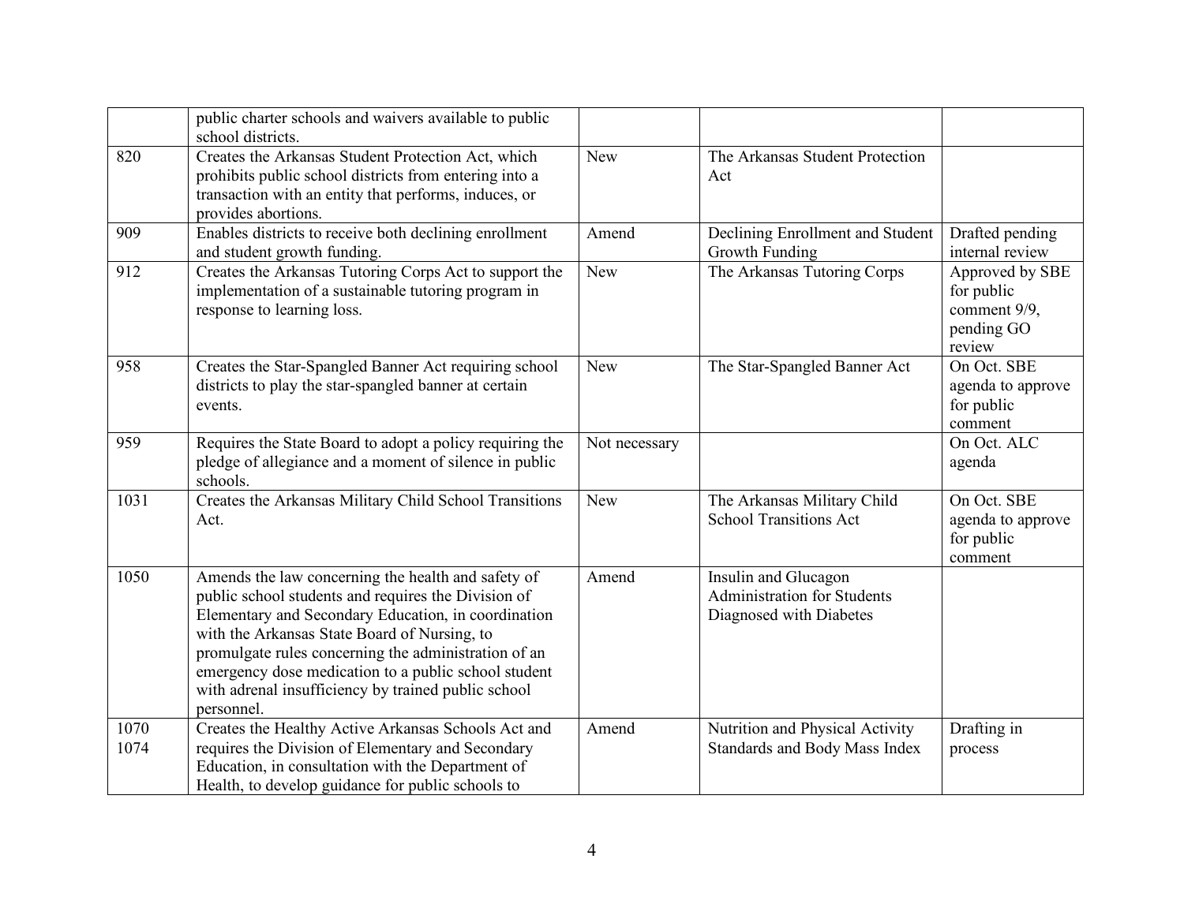| | | | | |
|---|---|---|---|---|
| | public charter schools and waivers available to public school districts. | | | |
| 820 | Creates the Arkansas Student Protection Act, which prohibits public school districts from entering into a transaction with an entity that performs, induces, or provides abortions. | New | The Arkansas Student Protection Act | |
| 909 | Enables districts to receive both declining enrollment and student growth funding. | Amend | Declining Enrollment and Student Growth Funding | Drafted pending internal review |
| 912 | Creates the Arkansas Tutoring Corps Act to support the implementation of a sustainable tutoring program in response to learning loss. | New | The Arkansas Tutoring Corps | Approved by SBE for public comment 9/9, pending GO review |
| 958 | Creates the Star-Spangled Banner Act requiring school districts to play the star-spangled banner at certain events. | New | The Star-Spangled Banner Act | On Oct. SBE agenda to approve for public comment |
| 959 | Requires the State Board to adopt a policy requiring the pledge of allegiance and a moment of silence in public schools. | Not necessary | | On Oct. ALC agenda |
| 1031 | Creates the Arkansas Military Child School Transitions Act. | New | The Arkansas Military Child School Transitions Act | On Oct. SBE agenda to approve for public comment |
| 1050 | Amends the law concerning the health and safety of public school students and requires the Division of Elementary and Secondary Education, in coordination with the Arkansas State Board of Nursing, to promulgate rules concerning the administration of an emergency dose medication to a public school student with adrenal insufficiency by trained public school personnel. | Amend | Insulin and Glucagon Administration for Students Diagnosed with Diabetes | |
| 1070 1074 | Creates the Healthy Active Arkansas Schools Act and requires the Division of Elementary and Secondary Education, in consultation with the Department of Health, to develop guidance for public schools to | Amend | Nutrition and Physical Activity Standards and Body Mass Index | Drafting in process |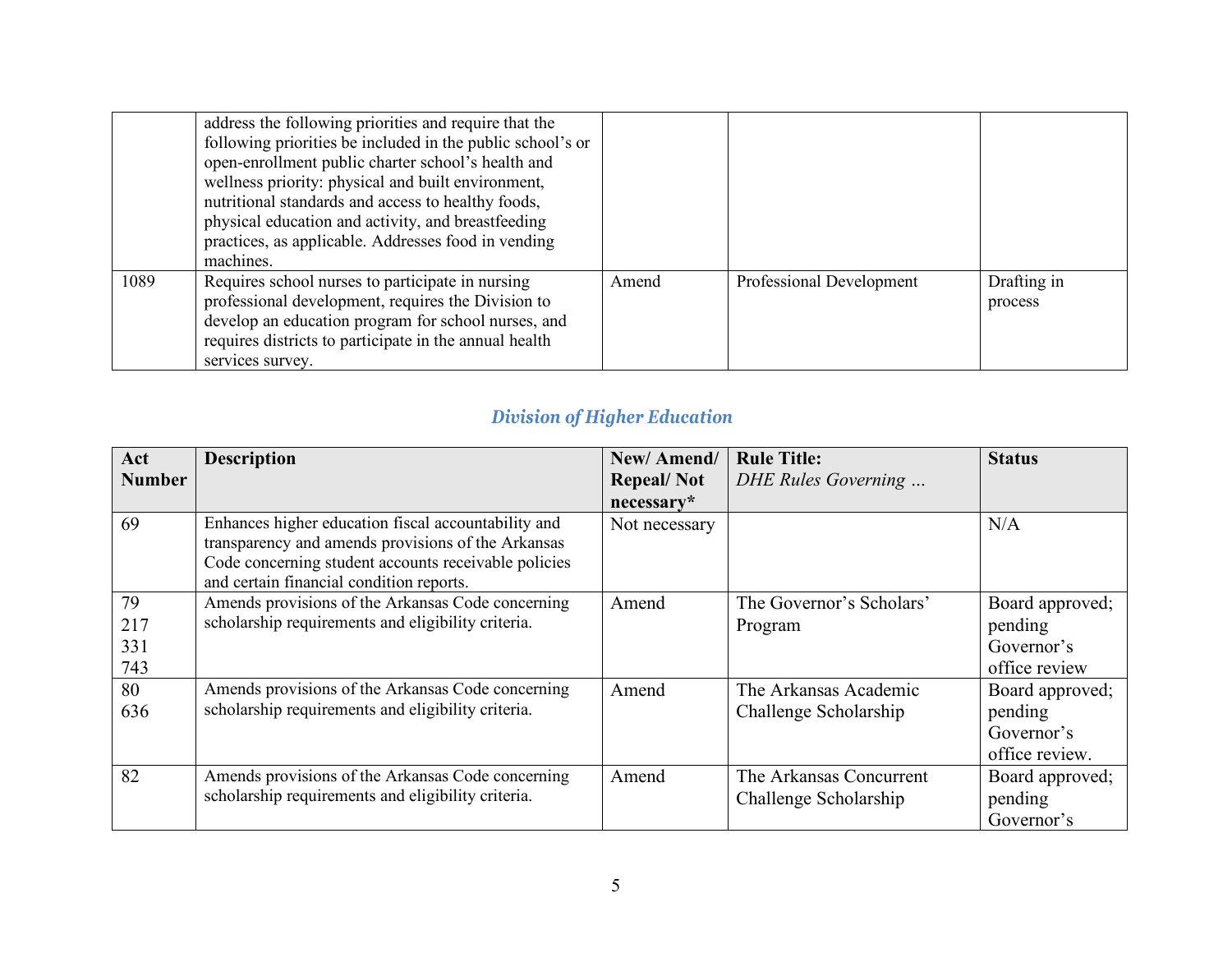|  |  |  |  |  |
|---|---|---|---|---|
|  | address the following priorities and require that the following priorities be included in the public school's or open-enrollment public charter school's health and wellness priority: physical and built environment, nutritional standards and access to healthy foods, physical education and activity, and breastfeeding practices, as applicable. Addresses food in vending machines. |  |  |  |
| 1089 | Requires school nurses to participate in nursing professional development, requires the Division to develop an education program for school nurses, and requires districts to participate in the annual health services survey. | Amend | Professional Development | Drafting in process |

## *Division of Higher Education*

| Act Number | Description | New/ Amend/ Repeal/ Not necessary* | Rule Title: *DHE Rules Governing …* | Status |
|---|---|---|---|---|
| 69 | Enhances higher education fiscal accountability and transparency and amends provisions of the Arkansas Code concerning student accounts receivable policies and certain financial condition reports. | Not necessary |  | N/A |
| 79<br>217<br>331<br>743 | Amends provisions of the Arkansas Code concerning scholarship requirements and eligibility criteria. | Amend | The Governor's Scholars' Program | Board approved; pending Governor's office review |
| 80<br>636 | Amends provisions of the Arkansas Code concerning scholarship requirements and eligibility criteria. | Amend | The Arkansas Academic Challenge Scholarship | Board approved; pending Governor's office review. |
| 82 | Amends provisions of the Arkansas Code concerning scholarship requirements and eligibility criteria. | Amend | The Arkansas Concurrent Challenge Scholarship | Board approved; pending Governor's |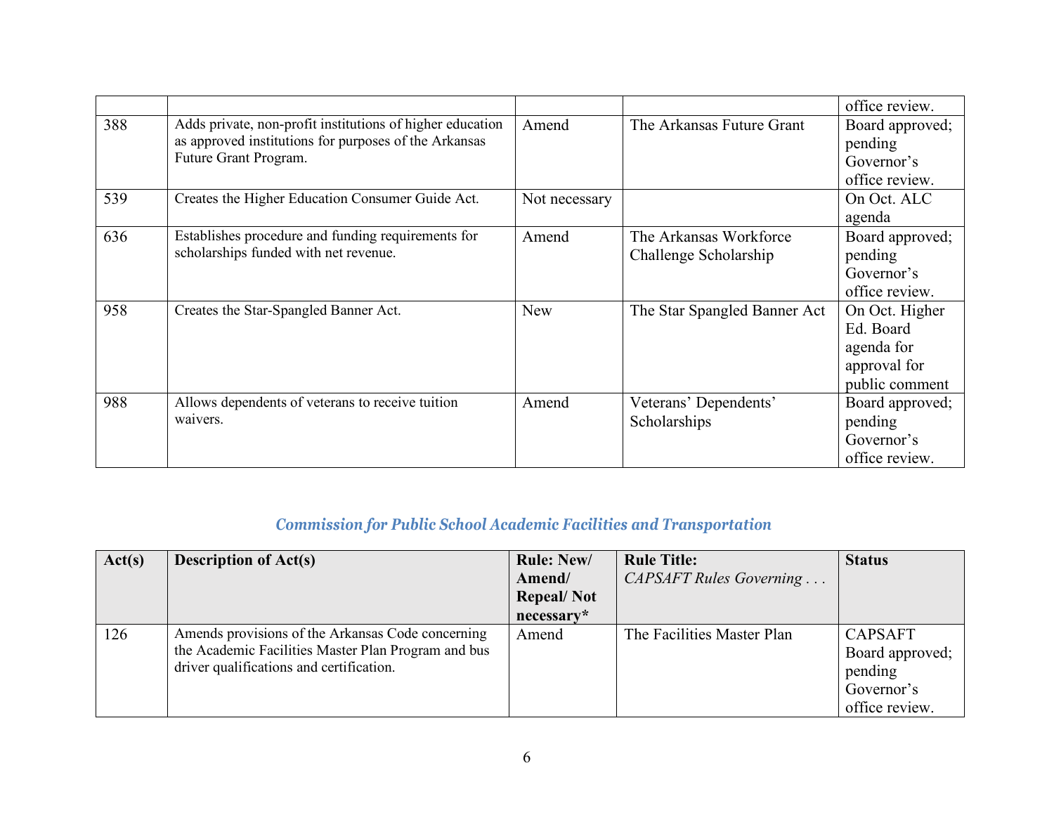| | | | | office review. |
|---|---|---|---|---|
| 388 | Adds private, non-profit institutions of higher education as approved institutions for purposes of the Arkansas Future Grant Program. | Amend | The Arkansas Future Grant | Board approved; pending Governor's office review. |
| 539 | Creates the Higher Education Consumer Guide Act. | Not necessary | | On Oct. ALC agenda |
| 636 | Establishes procedure and funding requirements for scholarships funded with net revenue. | Amend | The Arkansas Workforce Challenge Scholarship | Board approved; pending Governor's office review. |
| 958 | Creates the Star-Spangled Banner Act. | New | The Star Spangled Banner Act | On Oct. Higher Ed. Board agenda for approval for public comment |
| 988 | Allows dependents of veterans to receive tuition waivers. | Amend | Veterans' Dependents' Scholarships | Board approved; pending Governor's office review. |

## *Commission for Public School Academic Facilities and Transportation*

| Act(s) | Description of Act(s) | Rule: New/ Amend/ Repeal/ Not necessary* | Rule Title: *CAPSAFT Rules Governing . . .* | Status |
|---|---|---|---|---|
| 126 | Amends provisions of the Arkansas Code concerning the Academic Facilities Master Plan Program and bus driver qualifications and certification. | Amend | The Facilities Master Plan | CAPSAFT Board approved; pending Governor's office review. |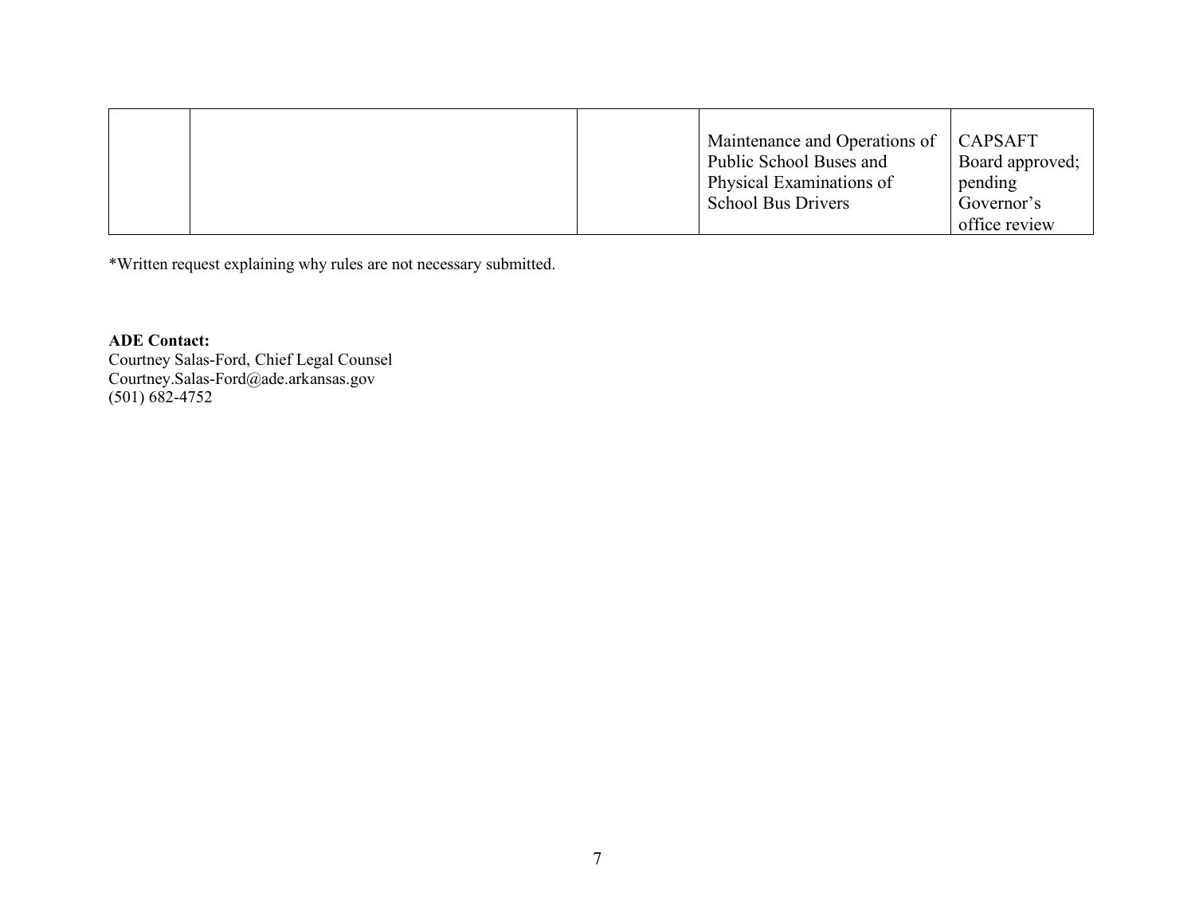| | | | | |
|---|---|---|---|---|
| | | | Maintenance and Operations of Public School Buses and Physical Examinations of School Bus Drivers | CAPSAFT Board approved; pending Governor's office review |

*Written request explaining why rules are not necessary submitted.

**ADE Contact:**
Courtney Salas-Ford, Chief Legal Counsel
Courtney.Salas-Ford@ade.arkansas.gov
(501) 682-4752